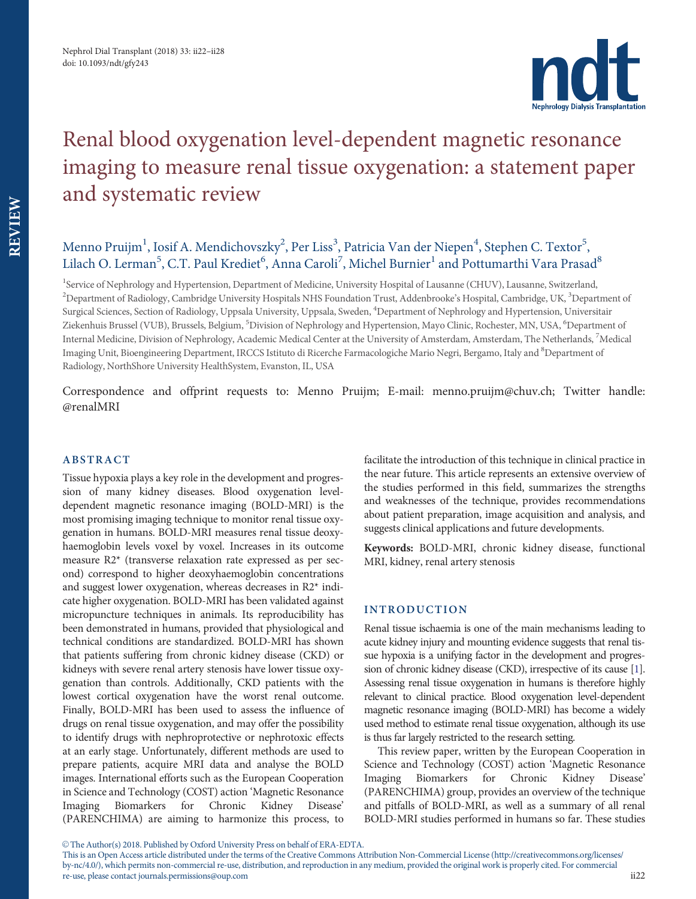# Renal blood oxygenation level-dependent magnetic resonance imaging to measure renal tissue oxygenation: a statement paper and systematic review

Menno Pruijm[1], Iosif A. Mendichovszky[2], Per Liss[3], Patricia Van der Niepen[4], Stephen C. Textor[5], Lilach O. Lerman[5], C.T. Paul Krediet[6], Anna Caroli[7], Michel Burnier[1] and Pottumarthi Vara Prasad[8]

[1]Service of Nephrology and Hypertension, Department of Medicine, University Hospital of Lausanne (CHUV), Lausanne, Switzerland, [2]Department of Radiology, Cambridge University Hospitals NHS Foundation Trust, Addenbrooke's Hospital, Cambridge, UK, [3]Department of Surgical Sciences, Section of Radiology, Uppsala University, Uppsala, Sweden, [4]Department of Nephrology and Hypertension, Universitair Ziekenhuis Brussel (VUB), Brussels, Belgium, [5]Division of Nephrology and Hypertension, Mayo Clinic, Rochester, MN, USA, [6]Department of Internal Medicine, Division of Nephrology, Academic Medical Center at the University of Amsterdam, Amsterdam, The Netherlands, [7]Medical Imaging Unit, Bioengineering Department, IRCCS Istituto di Ricerche Farmacologiche Mario Negri, Bergamo, Italy and [8]Department of Radiology, NorthShore University HealthSystem, Evanston, IL, USA

Correspondence and offprint requests to: Menno Pruijm; E-mail: menno.pruijm@chuv.ch; Twitter handle: @renalMRI

## ABSTRACT

Tissue hypoxia plays a key role in the development and progression of many kidney diseases. Blood oxygenation level-dependent magnetic resonance imaging (BOLD-MRI) is the most promising imaging technique to monitor renal tissue oxygenation in humans. BOLD-MRI measures renal tissue deoxyhaemoglobin levels voxel by voxel. Increases in its outcome measure R2* (transverse relaxation rate expressed as per second) correspond to higher deoxyhaemoglobin concentrations and suggest lower oxygenation, whereas decreases in R2* indicate higher oxygenation. BOLD-MRI has been validated against micropuncture techniques in animals. Its reproducibility has been demonstrated in humans, provided that physiological and technical conditions are standardized. BOLD-MRI has shown that patients suffering from chronic kidney disease (CKD) or kidneys with severe renal artery stenosis have lower tissue oxygenation than controls. Additionally, CKD patients with the lowest cortical oxygenation have the worst renal outcome. Finally, BOLD-MRI has been used to assess the influence of drugs on renal tissue oxygenation, and may offer the possibility to identify drugs with nephroprotective or nephrotoxic effects at an early stage. Unfortunately, different methods are used to prepare patients, acquire MRI data and analyse the BOLD images. International efforts such as the European Cooperation in Science and Technology (COST) action 'Magnetic Resonance Imaging Biomarkers for Chronic Kidney Disease' (PARENCHIMA) are aiming to harmonize this process, to facilitate the introduction of this technique in clinical practice in the near future. This article represents an extensive overview of the studies performed in this field, summarizes the strengths and weaknesses of the technique, provides recommendations about patient preparation, image acquisition and analysis, and suggests clinical applications and future developments.

**Keywords:** BOLD-MRI, chronic kidney disease, functional MRI, kidney, renal artery stenosis

## INTRODUCTION

Renal tissue ischaemia is one of the main mechanisms leading to acute kidney injury and mounting evidence suggests that renal tissue hypoxia is a unifying factor in the development and progression of chronic kidney disease (CKD), irrespective of its cause [1]. Assessing renal tissue oxygenation in humans is therefore highly relevant to clinical practice. Blood oxygenation level-dependent magnetic resonance imaging (BOLD-MRI) has become a widely used method to estimate renal tissue oxygenation, although its use is thus far largely restricted to the research setting.

This review paper, written by the European Cooperation in Science and Technology (COST) action 'Magnetic Resonance Imaging Biomarkers for Chronic Kidney Disease' (PARENCHIMA) group, provides an overview of the technique and pitfalls of BOLD-MRI, as well as a summary of all renal BOLD-MRI studies performed in humans so far. These studies

© The Author(s) 2018. Published by Oxford University Press on behalf of ERA-EDTA.
This is an Open Access article distributed under the terms of the Creative Commons Attribution Non-Commercial License (http://creativecommons.org/licenses/by-nc/4.0/), which permits non-commercial re-use, distribution, and reproduction in any medium, provided the original work is properly cited. For commercial re-use, please contact journals.permissions@oup.com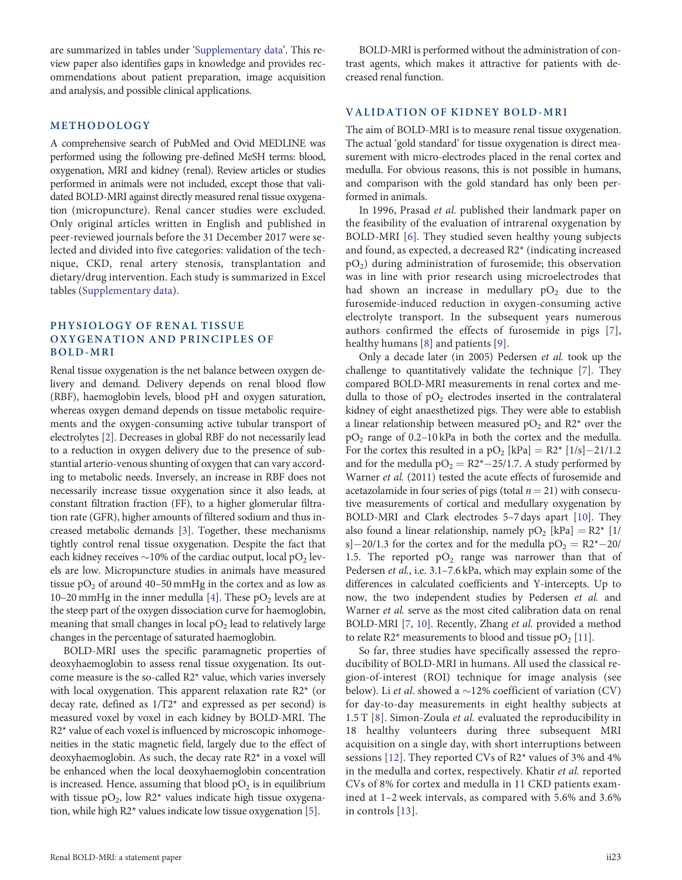are summarized in tables under 'Supplementary data'. This review paper also identifies gaps in knowledge and provides recommendations about patient preparation, image acquisition and analysis, and possible clinical applications.

## METHODOLOGY

A comprehensive search of PubMed and Ovid MEDLINE was performed using the following pre-defined MeSH terms: blood, oxygenation, MRI and kidney (renal). Review articles or studies performed in animals were not included, except those that validated BOLD-MRI against directly measured renal tissue oxygenation (micropuncture). Renal cancer studies were excluded. Only original articles written in English and published in peer-reviewed journals before the 31 December 2017 were selected and divided into five categories: validation of the technique, CKD, renal artery stenosis, transplantation and dietary/drug intervention. Each study is summarized in Excel tables (Supplementary data).

## PHYSIOLOGY OF RENAL TISSUE OXYGENATION AND PRINCIPLES OF BOLD-MRI

Renal tissue oxygenation is the net balance between oxygen delivery and demand. Delivery depends on renal blood flow (RBF), haemoglobin levels, blood pH and oxygen saturation, whereas oxygen demand depends on tissue metabolic requirements and the oxygen-consuming active tubular transport of electrolytes [2]. Decreases in global RBF do not necessarily lead to a reduction in oxygen delivery due to the presence of substantial arterio-venous shunting of oxygen that can vary according to metabolic needs. Inversely, an increase in RBF does not necessarily increase tissue oxygenation since it also leads, at constant filtration fraction (FF), to a higher glomerular filtration rate (GFR), higher amounts of filtered sodium and thus increased metabolic demands [3]. Together, these mechanisms tightly control renal tissue oxygenation. Despite the fact that each kidney receives ~10% of the cardiac output, local $pO_2$ levels are low. Micropuncture studies in animals have measured tissue $pO_2$ of around 40–50 mmHg in the cortex and as low as 10–20 mmHg in the inner medulla [4]. These $pO_2$ levels are at the steep part of the oxygen dissociation curve for haemoglobin, meaning that small changes in local $pO_2$ lead to relatively large changes in the percentage of saturated haemoglobin.

BOLD-MRI uses the specific paramagnetic properties of deoxyhaemoglobin to assess renal tissue oxygenation. Its outcome measure is the so-called $R2^*$ value, which varies inversely with local oxygenation. This apparent relaxation rate $R2^*$ (or decay rate, defined as $1/T2^*$ and expressed as per second) is measured voxel by voxel in each kidney by BOLD-MRI. The $R2^*$ value of each voxel is influenced by microscopic inhomogeneities in the static magnetic field, largely due to the effect of deoxyhaemoglobin. As such, the decay rate $R2^*$ in a voxel will be enhanced when the local deoxyhaemoglobin concentration is increased. Hence, assuming that blood $pO_2$ is in equilibrium with tissue $pO_2$, low $R2^*$ values indicate high tissue oxygenation, while high $R2^*$ values indicate low tissue oxygenation [5].

BOLD-MRI is performed without the administration of contrast agents, which makes it attractive for patients with decreased renal function.

## VALIDATION OF KIDNEY BOLD-MRI

The aim of BOLD-MRI is to measure renal tissue oxygenation. The actual 'gold standard' for tissue oxygenation is direct measurement with micro-electrodes placed in the renal cortex and medulla. For obvious reasons, this is not possible in humans, and comparison with the gold standard has only been performed in animals.

In 1996, Prasad *et al.* published their landmark paper on the feasibility of the evaluation of intrarenal oxygenation by BOLD-MRI [6]. They studied seven healthy young subjects and found, as expected, a decreased $R2^*$ (indicating increased $pO_2$) during administration of furosemide; this observation was in line with prior research using microelectrodes that had shown an increase in medullary $pO_2$ due to the furosemide-induced reduction in oxygen-consuming active electrolyte transport. In the subsequent years numerous authors confirmed the effects of furosemide in pigs [7], healthy humans [8] and patients [9].

Only a decade later (in 2005) Pedersen *et al.* took up the challenge to quantitatively validate the technique [7]. They compared BOLD-MRI measurements in renal cortex and medulla to those of $pO_2$ electrodes inserted in the contralateral kidney of eight anaesthetized pigs. They were able to establish a linear relationship between measured $pO_2$ and $R2^*$ over the $pO_2$ range of 0.2–10 kPa in both the cortex and the medulla. For the cortex this resulted in a $pO_2$ [kPa] $= R2^*$ [1/s]$-21/1.2$ and for the medulla $pO_2 = R2^*-25/1.7$. A study performed by Warner *et al.* (2011) tested the acute effects of furosemide and acetazolamide in four series of pigs (total $n = 21$) with consecutive measurements of cortical and medullary oxygenation by BOLD-MRI and Clark electrodes 5–7 days apart [10]. They also found a linear relationship, namely $pO_2$ [kPa] $= R2^*$ [1/s]$-20/1.3$ for the cortex and for the medulla $pO_2 = R2^*-20/1.5$. The reported $pO_2$ range was narrower than that of Pedersen *et al.*, i.e. 3.1–7.6 kPa, which may explain some of the differences in calculated coefficients and Y-intercepts. Up to now, the two independent studies by Pedersen *et al.* and Warner *et al.* serve as the most cited calibration data on renal BOLD-MRI [7, 10]. Recently, Zhang *et al.* provided a method to relate $R2^*$ measurements to blood and tissue $pO_2$ [11].

So far, three studies have specifically assessed the reproducibility of BOLD-MRI in humans. All used the classical region-of-interest (ROI) technique for image analysis (see below). Li *et al.* showed a ~12% coefficient of variation (CV) for day-to-day measurements in eight healthy subjects at 1.5 T [8]. Simon-Zoula *et al.* evaluated the reproducibility in 18 healthy volunteers during three subsequent MRI acquisition on a single day, with short interruptions between sessions [12]. They reported CVs of $R2^*$ values of 3% and 4% in the medulla and cortex, respectively. Khatir *et al.* reported CVs of 8% for cortex and medulla in 11 CKD patients examined at 1–2 week intervals, as compared with 5.6% and 3.6% in controls [13].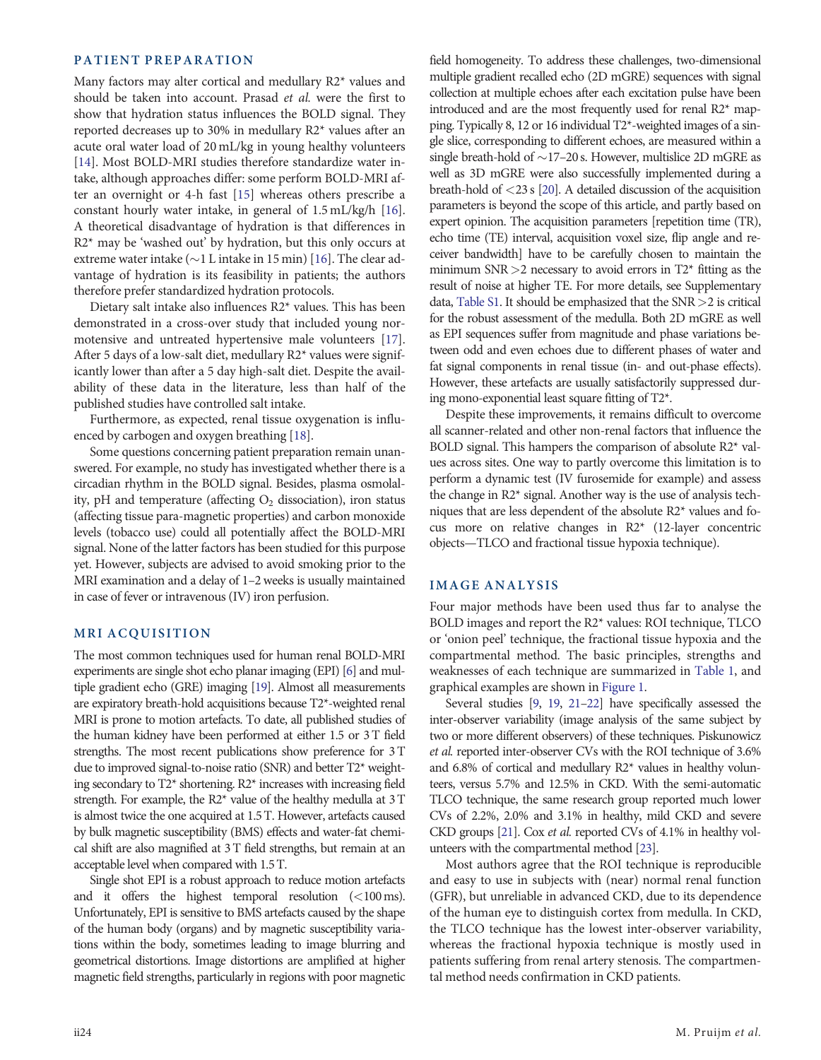## PATIENT PREPARATION

Many factors may alter cortical and medullary R2* values and should be taken into account. Prasad *et al.* were the first to show that hydration status influences the BOLD signal. They reported decreases up to 30% in medullary R2* values after an acute oral water load of 20 mL/kg in young healthy volunteers [14]. Most BOLD-MRI studies therefore standardize water intake, although approaches differ: some perform BOLD-MRI after an overnight or 4-h fast [15] whereas others prescribe a constant hourly water intake, in general of 1.5 mL/kg/h [16]. A theoretical disadvantage of hydration is that differences in R2* may be 'washed out' by hydration, but this only occurs at extreme water intake (~1 L intake in 15 min) [16]. The clear advantage of hydration is its feasibility in patients; the authors therefore prefer standardized hydration protocols.

Dietary salt intake also influences R2* values. This has been demonstrated in a cross-over study that included young normotensive and untreated hypertensive male volunteers [17]. After 5 days of a low-salt diet, medullary R2* values were significantly lower than after a 5 day high-salt diet. Despite the availability of these data in the literature, less than half of the published studies have controlled salt intake.

Furthermore, as expected, renal tissue oxygenation is influenced by carbogen and oxygen breathing [18].

Some questions concerning patient preparation remain unanswered. For example, no study has investigated whether there is a circadian rhythm in the BOLD signal. Besides, plasma osmolality, pH and temperature (affecting $O_2$ dissociation), iron status (affecting tissue para-magnetic properties) and carbon monoxide levels (tobacco use) could all potentially affect the BOLD-MRI signal. None of the latter factors has been studied for this purpose yet. However, subjects are advised to avoid smoking prior to the MRI examination and a delay of 1–2 weeks is usually maintained in case of fever or intravenous (IV) iron perfusion.

## MRI ACQUISITION

The most common techniques used for human renal BOLD-MRI experiments are single shot echo planar imaging (EPI) [6] and multiple gradient echo (GRE) imaging [19]. Almost all measurements are expiratory breath-hold acquisitions because T2*-weighted renal MRI is prone to motion artefacts. To date, all published studies of the human kidney have been performed at either 1.5 or 3 T field strengths. The most recent publications show preference for 3 T due to improved signal-to-noise ratio (SNR) and better T2* weighting secondary to T2* shortening. R2* increases with increasing field strength. For example, the R2* value of the healthy medulla at 3 T is almost twice the one acquired at 1.5 T. However, artefacts caused by bulk magnetic susceptibility (BMS) effects and water-fat chemical shift are also magnified at 3 T field strengths, but remain at an acceptable level when compared with 1.5 T.

Single shot EPI is a robust approach to reduce motion artefacts and it offers the highest temporal resolution (<100 ms). Unfortunately, EPI is sensitive to BMS artefacts caused by the shape of the human body (organs) and by magnetic susceptibility variations within the body, sometimes leading to image blurring and geometrical distortions. Image distortions are amplified at higher magnetic field strengths, particularly in regions with poor magnetic field homogeneity. To address these challenges, two-dimensional multiple gradient recalled echo (2D mGRE) sequences with signal collection at multiple echoes after each excitation pulse have been introduced and are the most frequently used for renal R2* mapping. Typically 8, 12 or 16 individual T2*-weighted images of a single slice, corresponding to different echoes, are measured within a single breath-hold of ~17–20 s. However, multislice 2D mGRE as well as 3D mGRE were also successfully implemented during a breath-hold of <23 s [20]. A detailed discussion of the acquisition parameters is beyond the scope of this article, and partly based on expert opinion. The acquisition parameters [repetition time (TR), echo time (TE) interval, acquisition voxel size, flip angle and receiver bandwidth] have to be carefully chosen to maintain the minimum SNR >2 necessary to avoid errors in T2* fitting as the result of noise at higher TE. For more details, see Supplementary data, Table S1. It should be emphasized that the SNR >2 is critical for the robust assessment of the medulla. Both 2D mGRE as well as EPI sequences suffer from magnitude and phase variations between odd and even echoes due to different phases of water and fat signal components in renal tissue (in- and out-phase effects). However, these artefacts are usually satisfactorily suppressed during mono-exponential least square fitting of T2*.

Despite these improvements, it remains difficult to overcome all scanner-related and other non-renal factors that influence the BOLD signal. This hampers the comparison of absolute R2* values across sites. One way to partly overcome this limitation is to perform a dynamic test (IV furosemide for example) and assess the change in R2* signal. Another way is the use of analysis techniques that are less dependent of the absolute R2* values and focus more on relative changes in R2* (12-layer concentric objects—TLCO and fractional tissue hypoxia technique).

## IMAGE ANALYSIS

Four major methods have been used thus far to analyse the BOLD images and report the R2* values: ROI technique, TLCO or 'onion peel' technique, the fractional tissue hypoxia and the compartmental method. The basic principles, strengths and weaknesses of each technique are summarized in Table 1, and graphical examples are shown in Figure 1.

Several studies [9, 19, 21–22] have specifically assessed the inter-observer variability (image analysis of the same subject by two or more different observers) of these techniques. Piskunowicz *et al.* reported inter-observer CVs with the ROI technique of 3.6% and 6.8% of cortical and medullary R2* values in healthy volunteers, versus 5.7% and 12.5% in CKD. With the semi-automatic TLCO technique, the same research group reported much lower CVs of 2.2%, 2.0% and 3.1% in healthy, mild CKD and severe CKD groups [21]. Cox *et al.* reported CVs of 4.1% in healthy volunteers with the compartmental method [23].

Most authors agree that the ROI technique is reproducible and easy to use in subjects with (near) normal renal function (GFR), but unreliable in advanced CKD, due to its dependence of the human eye to distinguish cortex from medulla. In CKD, the TLCO technique has the lowest inter-observer variability, whereas the fractional hypoxia technique is mostly used in patients suffering from renal artery stenosis. The compartmental method needs confirmation in CKD patients.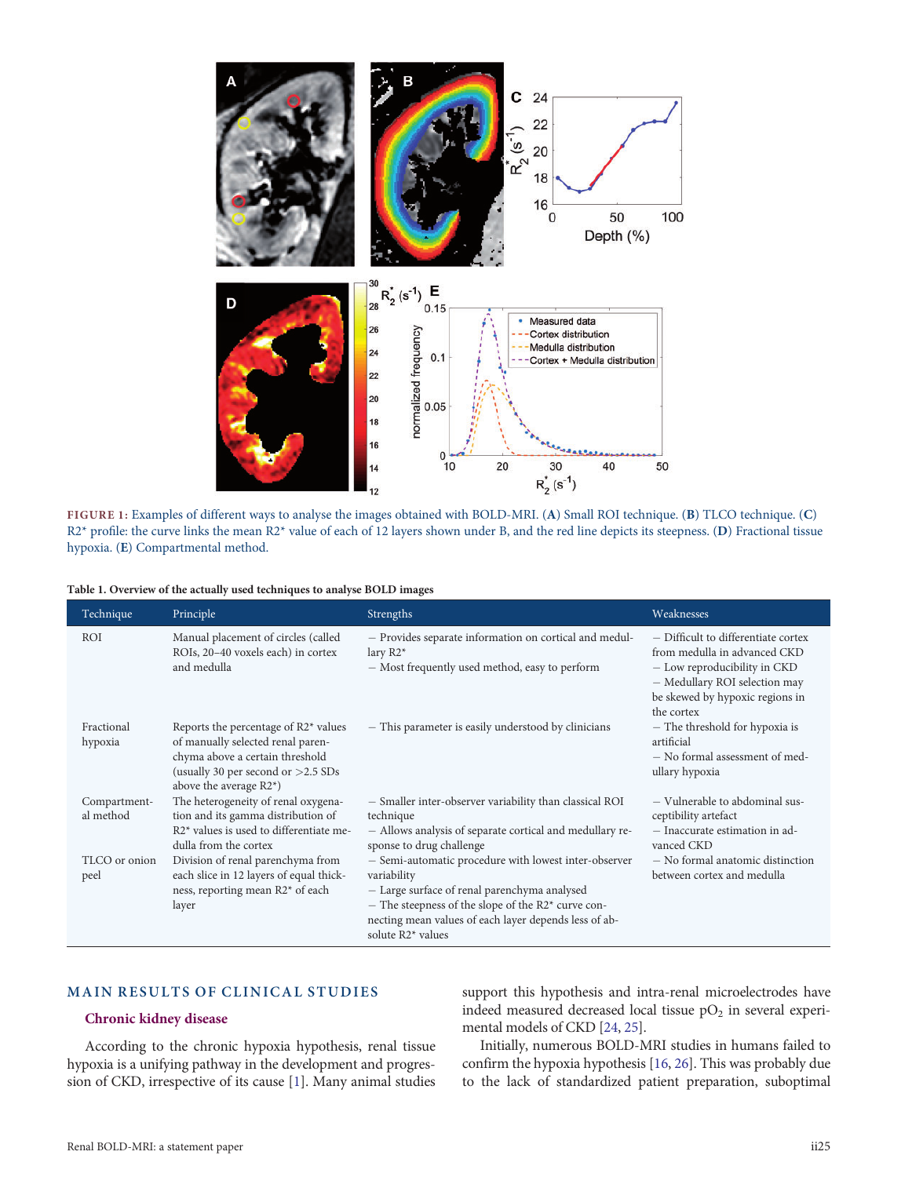FIGURE 1: Examples of different ways to analyse the images obtained with BOLD-MRI. (**A**) Small ROI technique. (**B**) TLCO technique. (**C**) R2* profile: the curve links the mean R2* value of each of 12 layers shown under B, and the red line depicts its steepness. (**D**) Fractional tissue hypoxia. (**E**) Compartmental method.

**Table 1. Overview of the actually used techniques to analyse BOLD images**

| Technique | Principle | Strengths | Weaknesses |
|---|---|---|---|
| ROI | Manual placement of circles (called ROIs, 20–40 voxels each) in cortex and medulla | – Provides separate information on cortical and medullary R2* <br> – Most frequently used method, easy to perform | – Difficult to differentiate cortex from medulla in advanced CKD <br> – Low reproducibility in CKD <br> – Medullary ROI selection may be skewed by hypoxic regions in the cortex |
| Fractional hypoxia | Reports the percentage of R2* values of manually selected renal parenchyma above a certain threshold (usually 30 per second or >2.5 SDs above the average R2*) | – This parameter is easily understood by clinicians | – The threshold for hypoxia is artificial <br> – No formal assessment of medullary hypoxia |
| Compartmental method | The heterogeneity of renal oxygenation and its gamma distribution of R2* values is used to differentiate medulla from the cortex | – Smaller inter-observer variability than classical ROI technique <br> – Allows analysis of separate cortical and medullary response to drug challenge | – Vulnerable to abdominal susceptibility artefact <br> – Inaccurate estimation in advanced CKD |
| TLCO or onion peel | Division of renal parenchyma from each slice in 12 layers of equal thickness, reporting mean R2* of each layer | – Semi-automatic procedure with lowest inter-observer variability <br> – Large surface of renal parenchyma analysed <br> – The steepness of the slope of the R2* curve connecting mean values of each layer depends less of absolute R2* values | – No formal anatomic distinction between cortex and medulla |

## MAIN RESULTS OF CLINICAL STUDIES

### Chronic kidney disease

According to the chronic hypoxia hypothesis, renal tissue hypoxia is a unifying pathway in the development and progression of CKD, irrespective of its cause [1]. Many animal studies support this hypothesis and intra-renal microelectrodes have indeed measured decreased local tissue $pO_2$ in several experimental models of CKD [24, 25].

Initially, numerous BOLD-MRI studies in humans failed to confirm the hypoxia hypothesis [16, 26]. This was probably due to the lack of standardized patient preparation, suboptimal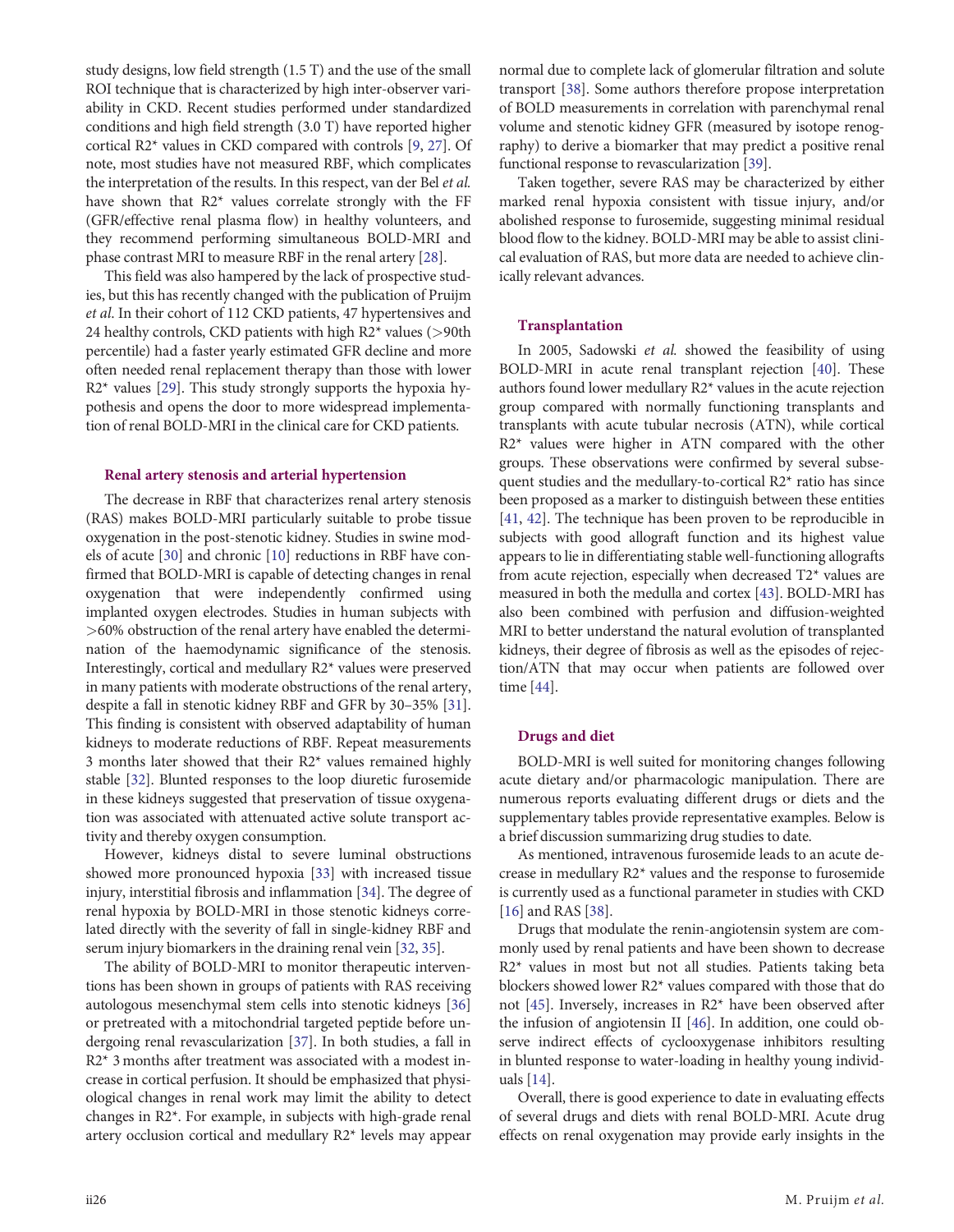study designs, low field strength (1.5 T) and the use of the small ROI technique that is characterized by high inter-observer variability in CKD. Recent studies performed under standardized conditions and high field strength (3.0 T) have reported higher cortical R2* values in CKD compared with controls [9, 27]. Of note, most studies have not measured RBF, which complicates the interpretation of the results. In this respect, van der Bel *et al.* have shown that R2* values correlate strongly with the FF (GFR/effective renal plasma flow) in healthy volunteers, and they recommend performing simultaneous BOLD-MRI and phase contrast MRI to measure RBF in the renal artery [28].

This field was also hampered by the lack of prospective studies, but this has recently changed with the publication of Pruijm *et al.* In their cohort of 112 CKD patients, 47 hypertensives and 24 healthy controls, CKD patients with high R2* values (>90th percentile) had a faster yearly estimated GFR decline and more often needed renal replacement therapy than those with lower R2* values [29]. This study strongly supports the hypoxia hypothesis and opens the door to more widespread implementation of renal BOLD-MRI in the clinical care for CKD patients.

### Renal artery stenosis and arterial hypertension

The decrease in RBF that characterizes renal artery stenosis (RAS) makes BOLD-MRI particularly suitable to probe tissue oxygenation in the post-stenotic kidney. Studies in swine models of acute [30] and chronic [10] reductions in RBF have confirmed that BOLD-MRI is capable of detecting changes in renal oxygenation that were independently confirmed using implanted oxygen electrodes. Studies in human subjects with >60% obstruction of the renal artery have enabled the determination of the haemodynamic significance of the stenosis. Interestingly, cortical and medullary R2* values were preserved in many patients with moderate obstructions of the renal artery, despite a fall in stenotic kidney RBF and GFR by 30–35% [31]. This finding is consistent with observed adaptability of human kidneys to moderate reductions of RBF. Repeat measurements 3 months later showed that their R2* values remained highly stable [32]. Blunted responses to the loop diuretic furosemide in these kidneys suggested that preservation of tissue oxygenation was associated with attenuated active solute transport activity and thereby oxygen consumption.

However, kidneys distal to severe luminal obstructions showed more pronounced hypoxia [33] with increased tissue injury, interstitial fibrosis and inflammation [34]. The degree of renal hypoxia by BOLD-MRI in those stenotic kidneys correlated directly with the severity of fall in single-kidney RBF and serum injury biomarkers in the draining renal vein [32, 35].

The ability of BOLD-MRI to monitor therapeutic interventions has been shown in groups of patients with RAS receiving autologous mesenchymal stem cells into stenotic kidneys [36] or pretreated with a mitochondrial targeted peptide before undergoing renal revascularization [37]. In both studies, a fall in R2* 3 months after treatment was associated with a modest increase in cortical perfusion. It should be emphasized that physiological changes in renal work may limit the ability to detect changes in R2*. For example, in subjects with high-grade renal artery occlusion cortical and medullary R2* levels may appear normal due to complete lack of glomerular filtration and solute transport [38]. Some authors therefore propose interpretation of BOLD measurements in correlation with parenchymal renal volume and stenotic kidney GFR (measured by isotope renography) to derive a biomarker that may predict a positive renal functional response to revascularization [39].

Taken together, severe RAS may be characterized by either marked renal hypoxia consistent with tissue injury, and/or abolished response to furosemide, suggesting minimal residual blood flow to the kidney. BOLD-MRI may be able to assist clinical evaluation of RAS, but more data are needed to achieve clinically relevant advances.

### Transplantation

In 2005, Sadowski *et al.* showed the feasibility of using BOLD-MRI in acute renal transplant rejection [40]. These authors found lower medullary R2* values in the acute rejection group compared with normally functioning transplants and transplants with acute tubular necrosis (ATN), while cortical R2* values were higher in ATN compared with the other groups. These observations were confirmed by several subsequent studies and the medullary-to-cortical R2* ratio has since been proposed as a marker to distinguish between these entities [41, 42]. The technique has been proven to be reproducible in subjects with good allograft function and its highest value appears to lie in differentiating stable well-functioning allografts from acute rejection, especially when decreased T2* values are measured in both the medulla and cortex [43]. BOLD-MRI has also been combined with perfusion and diffusion-weighted MRI to better understand the natural evolution of transplanted kidneys, their degree of fibrosis as well as the episodes of rejection/ATN that may occur when patients are followed over time [44].

### Drugs and diet

BOLD-MRI is well suited for monitoring changes following acute dietary and/or pharmacologic manipulation. There are numerous reports evaluating different drugs or diets and the supplementary tables provide representative examples. Below is a brief discussion summarizing drug studies to date.

As mentioned, intravenous furosemide leads to an acute decrease in medullary R2* values and the response to furosemide is currently used as a functional parameter in studies with CKD [16] and RAS [38].

Drugs that modulate the renin-angiotensin system are commonly used by renal patients and have been shown to decrease R2* values in most but not all studies. Patients taking beta blockers showed lower R2* values compared with those that do not [45]. Inversely, increases in R2* have been observed after the infusion of angiotensin II [46]. In addition, one could observe indirect effects of cyclooxygenase inhibitors resulting in blunted response to water-loading in healthy young individuals [14].

Overall, there is good experience to date in evaluating effects of several drugs and diets with renal BOLD-MRI. Acute drug effects on renal oxygenation may provide early insights in the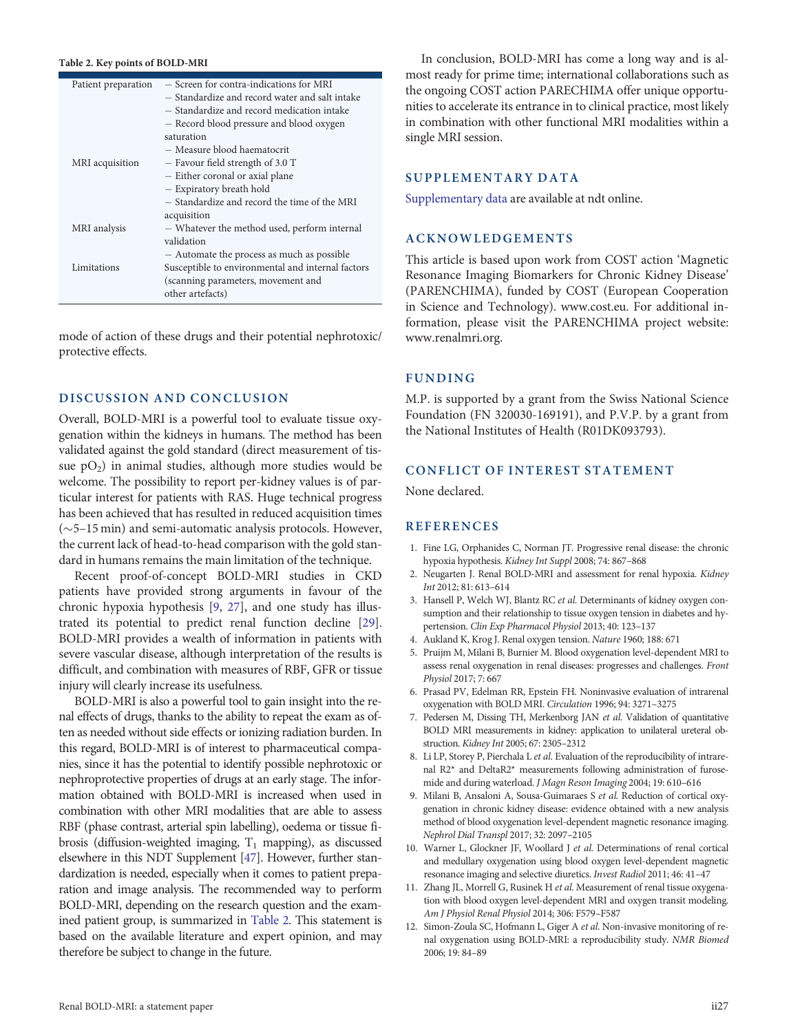**Table 2. Key points of BOLD-MRI**

| | |
|---|---|
| Patient preparation | – Screen for contra-indications for MRI<br>– Standardize and record water and salt intake<br>– Standardize and record medication intake<br>– Record blood pressure and blood oxygen saturation<br>– Measure blood haematocrit |
| MRI acquisition | – Favour field strength of 3.0 T<br>– Either coronal or axial plane<br>– Expiratory breath hold<br>– Standardize and record the time of the MRI acquisition |
| MRI analysis | – Whatever the method used, perform internal validation<br>– Automate the process as much as possible |
| Limitations | Susceptible to environmental and internal factors (scanning parameters, movement and other artefacts) |

mode of action of these drugs and their potential nephrotoxic/protective effects.

## DISCUSSION AND CONCLUSION

Overall, BOLD-MRI is a powerful tool to evaluate tissue oxygenation within the kidneys in humans. The method has been validated against the gold standard (direct measurement of tissue $pO_2$) in animal studies, although more studies would be welcome. The possibility to report per-kidney values is of particular interest for patients with RAS. Huge technical progress has been achieved that has resulted in reduced acquisition times (∼5–15 min) and semi-automatic analysis protocols. However, the current lack of head-to-head comparison with the gold standard in humans remains the main limitation of the technique.

Recent proof-of-concept BOLD-MRI studies in CKD patients have provided strong arguments in favour of the chronic hypoxia hypothesis [9, 27], and one study has illustrated its potential to predict renal function decline [29]. BOLD-MRI provides a wealth of information in patients with severe vascular disease, although interpretation of the results is difficult, and combination with measures of RBF, GFR or tissue injury will clearly increase its usefulness.

BOLD-MRI is also a powerful tool to gain insight into the renal effects of drugs, thanks to the ability to repeat the exam as often as needed without side effects or ionizing radiation burden. In this regard, BOLD-MRI is of interest to pharmaceutical companies, since it has the potential to identify possible nephrotoxic or nephroprotective properties of drugs at an early stage. The information obtained with BOLD-MRI is increased when used in combination with other MRI modalities that are able to assess RBF (phase contrast, arterial spin labelling), oedema or tissue fibrosis (diffusion-weighted imaging, $T_1$ mapping), as discussed elsewhere in this NDT Supplement [47]. However, further standardization is needed, especially when it comes to patient preparation and image analysis. The recommended way to perform BOLD-MRI, depending on the research question and the examined patient group, is summarized in Table 2. This statement is based on the available literature and expert opinion, and may therefore be subject to change in the future.

In conclusion, BOLD-MRI has come a long way and is almost ready for prime time; international collaborations such as the ongoing COST action PARECHIMA offer unique opportunities to accelerate its entrance in to clinical practice, most likely in combination with other functional MRI modalities within a single MRI session.

## SUPPLEMENTARY DATA

Supplementary data are available at ndt online.

## ACKNOWLEDGEMENTS

This article is based upon work from COST action 'Magnetic Resonance Imaging Biomarkers for Chronic Kidney Disease' (PARENCHIMA), funded by COST (European Cooperation in Science and Technology). www.cost.eu. For additional information, please visit the PARENCHIMA project website: www.renalmri.org.

## FUNDING

M.P. is supported by a grant from the Swiss National Science Foundation (FN 320030-169191), and P.V.P. by a grant from the National Institutes of Health (R01DK093793).

## CONFLICT OF INTEREST STATEMENT

None declared.

## REFERENCES

1. Fine LG, Orphanides C, Norman JT. Progressive renal disease: the chronic hypoxia hypothesis. *Kidney Int Suppl* 2008; 74: 867–868
2. Neugarten J. Renal BOLD-MRI and assessment for renal hypoxia. *Kidney Int* 2012; 81: 613–614
3. Hansell P, Welch WJ, Blantz RC *et al.* Determinants of kidney oxygen consumption and their relationship to tissue oxygen tension in diabetes and hypertension. *Clin Exp Pharmacol Physiol* 2013; 40: 123–137
4. Aukland K, Krog J. Renal oxygen tension. *Nature* 1960; 188: 671
5. Pruijm M, Milani B, Burnier M. Blood oxygenation level-dependent MRI to assess renal oxygenation in renal diseases: progresses and challenges. *Front Physiol* 2017; 7: 667
6. Prasad PV, Edelman RR, Epstein FH. Noninvasive evaluation of intrarenal oxygenation with BOLD MRI. *Circulation* 1996; 94: 3271–3275
7. Pedersen M, Dissing TH, Merkenborg JAN *et al.* Validation of quantitative BOLD MRI measurements in kidney: application to unilateral ureteral obstruction. *Kidney Int* 2005; 67: 2305–2312
8. Li LP, Storey P, Pierchala L *et al.* Evaluation of the reproducibility of intrarenal R2* and DeltaR2* measurements following administration of furosemide and during waterload. *J Magn Reson Imaging* 2004; 19: 610–616
9. Milani B, Ansaloni A, Sousa-Guimaraes S *et al.* Reduction of cortical oxygenation in chronic kidney disease: evidence obtained with a new analysis method of blood oxygenation level-dependent magnetic resonance imaging. *Nephrol Dial Transpl* 2017; 32: 2097–2105
10. Warner L, Glockner JF, Woollard J *et al.* Determinations of renal cortical and medullary oxygenation using blood oxygen level-dependent magnetic resonance imaging and selective diuretics. *Invest Radiol* 2011; 46: 41–47
11. Zhang JL, Morrell G, Rusinek H *et al.* Measurement of renal tissue oxygenation with blood oxygen level-dependent MRI and oxygen transit modeling. *Am J Physiol Renal Physiol* 2014; 306: F579–F587
12. Simon-Zoula SC, Hofmann L, Giger A *et al.* Non-invasive monitoring of renal oxygenation using BOLD-MRI: a reproducibility study. *NMR Biomed* 2006; 19: 84–89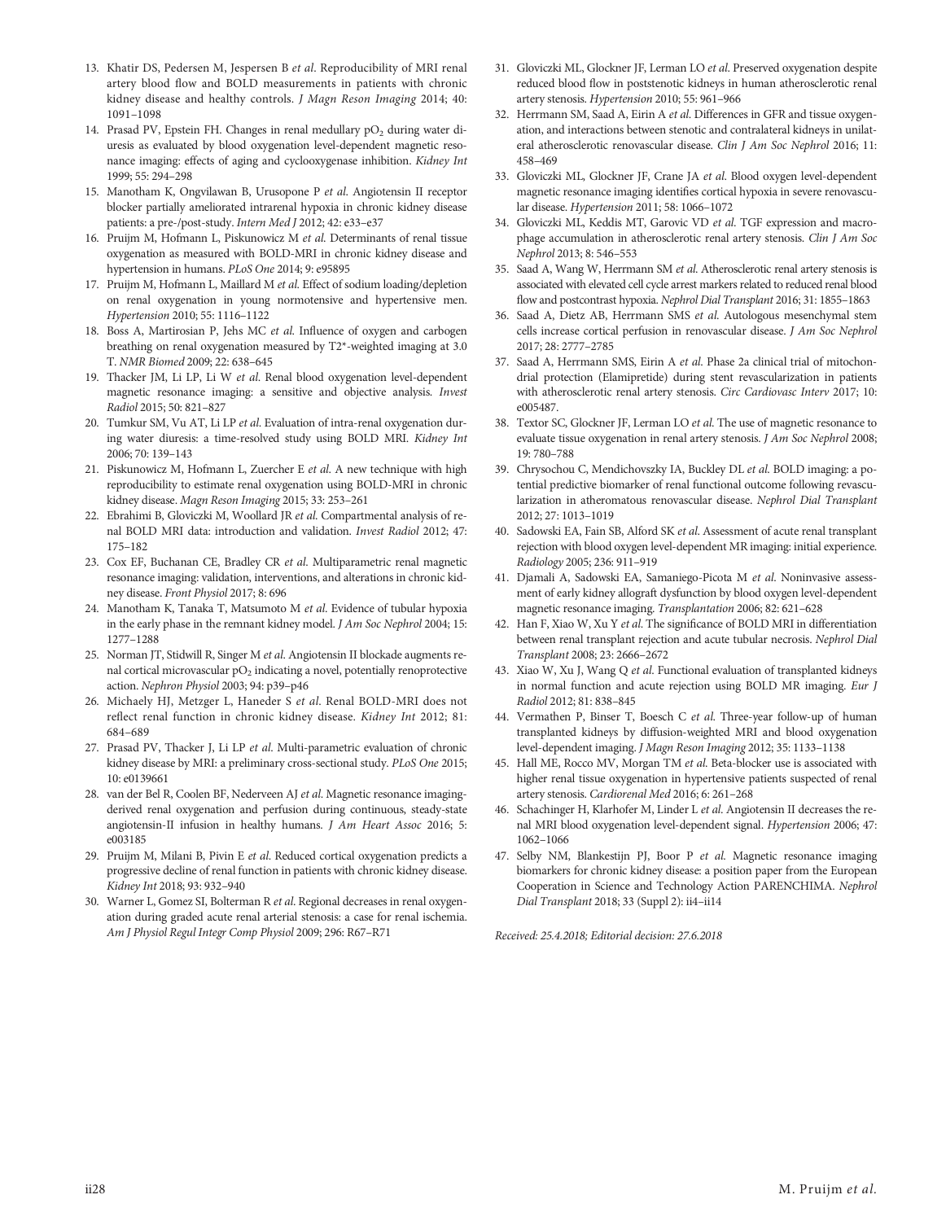13. Khatir DS, Pedersen M, Jespersen B *et al*. Reproducibility of MRI renal artery blood flow and BOLD measurements in patients with chronic kidney disease and healthy controls. *J Magn Reson Imaging* 2014; 40: 1091–1098
14. Prasad PV, Epstein FH. Changes in renal medullary $pO_2$ during water diuresis as evaluated by blood oxygenation level-dependent magnetic resonance imaging: effects of aging and cyclooxygenase inhibition. *Kidney Int* 1999; 55: 294–298
15. Manotham K, Ongvilawan B, Urusopone P *et al*. Angiotensin II receptor blocker partially ameliorated intrarenal hypoxia in chronic kidney disease patients: a pre-/post-study. *Intern Med J* 2012; 42: e33–e37
16. Pruijm M, Hofmann L, Piskunowicz M *et al*. Determinants of renal tissue oxygenation as measured with BOLD-MRI in chronic kidney disease and hypertension in humans. *PLoS One* 2014; 9: e95895
17. Pruijm M, Hofmann L, Maillard M *et al*. Effect of sodium loading/depletion on renal oxygenation in young normotensive and hypertensive men. *Hypertension* 2010; 55: 1116–1122
18. Boss A, Martirosian P, Jehs MC *et al*. Influence of oxygen and carbogen breathing on renal oxygenation measured by T2*-weighted imaging at 3.0 T. *NMR Biomed* 2009; 22: 638–645
19. Thacker JM, Li LP, Li W *et al*. Renal blood oxygenation level-dependent magnetic resonance imaging: a sensitive and objective analysis. *Invest Radiol* 2015; 50: 821–827
20. Tumkur SM, Vu AT, Li LP *et al*. Evaluation of intra-renal oxygenation during water diuresis: a time-resolved study using BOLD MRI. *Kidney Int* 2006; 70: 139–143
21. Piskunowicz M, Hofmann L, Zuercher E *et al*. A new technique with high reproducibility to estimate renal oxygenation using BOLD-MRI in chronic kidney disease. *Magn Reson Imaging* 2015; 33: 253–261
22. Ebrahimi B, Gloviczki M, Woollard JR *et al*. Compartmental analysis of renal BOLD MRI data: introduction and validation. *Invest Radiol* 2012; 47: 175–182
23. Cox EF, Buchanan CE, Bradley CR *et al*. Multiparametric renal magnetic resonance imaging: validation, interventions, and alterations in chronic kidney disease. *Front Physiol* 2017; 8: 696
24. Manotham K, Tanaka T, Matsumoto M *et al*. Evidence of tubular hypoxia in the early phase in the remnant kidney model. *J Am Soc Nephrol* 2004; 15: 1277–1288
25. Norman JT, Stidwill R, Singer M *et al*. Angiotensin II blockade augments renal cortical microvascular $pO_2$ indicating a novel, potentially renoprotective action. *Nephron Physiol* 2003; 94: p39–p46
26. Michaely HJ, Metzger L, Haneder S *et al*. Renal BOLD-MRI does not reflect renal function in chronic kidney disease. *Kidney Int* 2012; 81: 684–689
27. Prasad PV, Thacker J, Li LP *et al*. Multi-parametric evaluation of chronic kidney disease by MRI: a preliminary cross-sectional study. *PLoS One* 2015; 10: e0139661
28. van der Bel R, Coolen BF, Nederveen AJ *et al*. Magnetic resonance imaging-derived renal oxygenation and perfusion during continuous, steady-state angiotensin-II infusion in healthy humans. *J Am Heart Assoc* 2016; 5: e003185
29. Pruijm M, Milani B, Pivin E *et al*. Reduced cortical oxygenation predicts a progressive decline of renal function in patients with chronic kidney disease. *Kidney Int* 2018; 93: 932–940
30. Warner L, Gomez SI, Bolterman R *et al*. Regional decreases in renal oxygenation during graded acute renal arterial stenosis: a case for renal ischemia. *Am J Physiol Regul Integr Comp Physiol* 2009; 296: R67–R71
31. Gloviczki ML, Glockner JF, Lerman LO *et al*. Preserved oxygenation despite reduced blood flow in poststenotic kidneys in human atherosclerotic renal artery stenosis. *Hypertension* 2010; 55: 961–966
32. Herrmann SM, Saad A, Eirin A *et al*. Differences in GFR and tissue oxygenation, and interactions between stenotic and contralateral kidneys in unilateral atherosclerotic renovascular disease. *Clin J Am Soc Nephrol* 2016; 11: 458–469
33. Gloviczki ML, Glockner JF, Crane JA *et al*. Blood oxygen level-dependent magnetic resonance imaging identifies cortical hypoxia in severe renovascular disease. *Hypertension* 2011; 58: 1066–1072
34. Gloviczki ML, Keddis MT, Garovic VD *et al*. TGF expression and macrophage accumulation in atherosclerotic renal artery stenosis. *Clin J Am Soc Nephrol* 2013; 8: 546–553
35. Saad A, Wang W, Herrmann SM *et al*. Atherosclerotic renal artery stenosis is associated with elevated cell cycle arrest markers related to reduced renal blood flow and postcontrast hypoxia. *Nephrol Dial Transplant* 2016; 31: 1855–1863
36. Saad A, Dietz AB, Herrmann SMS *et al*. Autologous mesenchymal stem cells increase cortical perfusion in renovascular disease. *J Am Soc Nephrol* 2017; 28: 2777–2785
37. Saad A, Herrmann SMS, Eirin A *et al*. Phase 2a clinical trial of mitochondrial protection (Elamipretide) during stent revascularization in patients with atherosclerotic renal artery stenosis. *Circ Cardiovasc Interv* 2017; 10: e005487.
38. Textor SC, Glockner JF, Lerman LO *et al*. The use of magnetic resonance to evaluate tissue oxygenation in renal artery stenosis. *J Am Soc Nephrol* 2008; 19: 780–788
39. Chrysochou C, Mendichovszky IA, Buckley DL *et al*. BOLD imaging: a potential predictive biomarker of renal functional outcome following revascularization in atheromatous renovascular disease. *Nephrol Dial Transplant* 2012; 27: 1013–1019
40. Sadowski EA, Fain SB, Alford SK *et al*. Assessment of acute renal transplant rejection with blood oxygen level-dependent MR imaging: initial experience. *Radiology* 2005; 236: 911–919
41. Djamali A, Sadowski EA, Samaniego-Picota M *et al*. Noninvasive assessment of early kidney allograft dysfunction by blood oxygen level-dependent magnetic resonance imaging. *Transplantation* 2006; 82: 621–628
42. Han F, Xiao W, Xu Y *et al*. The significance of BOLD MRI in differentiation between renal transplant rejection and acute tubular necrosis. *Nephrol Dial Transplant* 2008; 23: 2666–2672
43. Xiao W, Xu J, Wang Q *et al*. Functional evaluation of transplanted kidneys in normal function and acute rejection using BOLD MR imaging. *Eur J Radiol* 2012; 81: 838–845
44. Vermathen P, Binser T, Boesch C *et al*. Three-year follow-up of human transplanted kidneys by diffusion-weighted MRI and blood oxygenation level-dependent imaging. *J Magn Reson Imaging* 2012; 35: 1133–1138
45. Hall ME, Rocco MV, Morgan TM *et al*. Beta-blocker use is associated with higher renal tissue oxygenation in hypertensive patients suspected of renal artery stenosis. *Cardiorenal Med* 2016; 6: 261–268
46. Schachinger H, Klarhofer M, Linder L *et al*. Angiotensin II decreases the renal MRI blood oxygenation level-dependent signal. *Hypertension* 2006; 47: 1062–1066
47. Selby NM, Blankestijn PJ, Boor P *et al*. Magnetic resonance imaging biomarkers for chronic kidney disease: a position paper from the European Cooperation in Science and Technology Action PARENCHIMA. *Nephrol Dial Transplant* 2018; 33 (Suppl 2): ii4–ii14

*Received: 25.4.2018; Editorial decision: 27.6.2018*